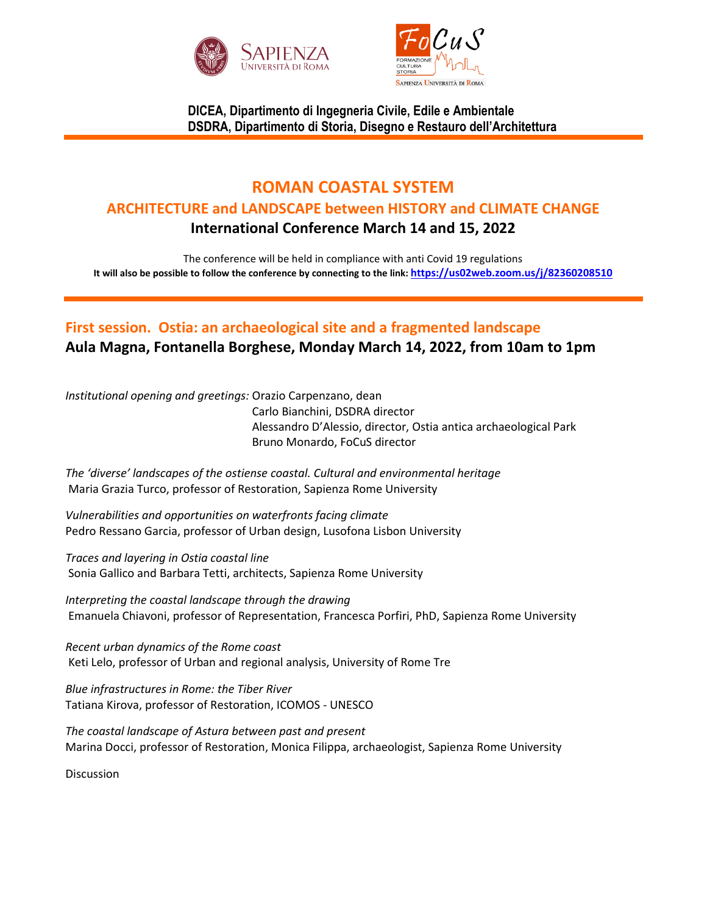DICEA, Dipartimento di Ingegneria Civile, Edile e Ambientale
DSDRA, Dipartimento di Storia, Disegno e Restauro dell'Architettura

# ROMAN COASTAL SYSTEM

## ARCHITECTURE and LANDSCAPE between HISTORY and CLIMATE CHANGE

### International Conference March 14 and 15, 2022

The conference will be held in compliance with anti Covid 19 regulations
**It will also be possible to follow the conference by connecting to the link: https://us02web.zoom.us/j/82360208510**

## First session. Ostia: an archaeological site and a fragmented landscape

### Aula Magna, Fontanella Borghese, Monday March 14, 2022, from 10am to 1pm

*Institutional opening and greetings:* Orazio Carpenzano, dean
Carlo Bianchini, DSDRA director
Alessandro D'Alessio, director, Ostia antica archaeological Park
Bruno Monardo, FoCuS director

*The 'diverse' landscapes of the ostiense coastal. Cultural and environmental heritage*
Maria Grazia Turco, professor of Restoration, Sapienza Rome University

*Vulnerabilities and opportunities on waterfronts facing climate*
Pedro Ressano Garcia, professor of Urban design, Lusofona Lisbon University

*Traces and layering in Ostia coastal line*
Sonia Gallico and Barbara Tetti, architects, Sapienza Rome University

*Interpreting the coastal landscape through the drawing*
Emanuela Chiavoni, professor of Representation, Francesca Porfiri, PhD, Sapienza Rome University

*Recent urban dynamics of the Rome coast*
Keti Lelo, professor of Urban and regional analysis, University of Rome Tre

*Blue infrastructures in Rome: the Tiber River*
Tatiana Kirova, professor of Restoration, ICOMOS - UNESCO

*The coastal landscape of Astura between past and present*
Marina Docci, professor of Restoration, Monica Filippa, archaeologist, Sapienza Rome University

Discussion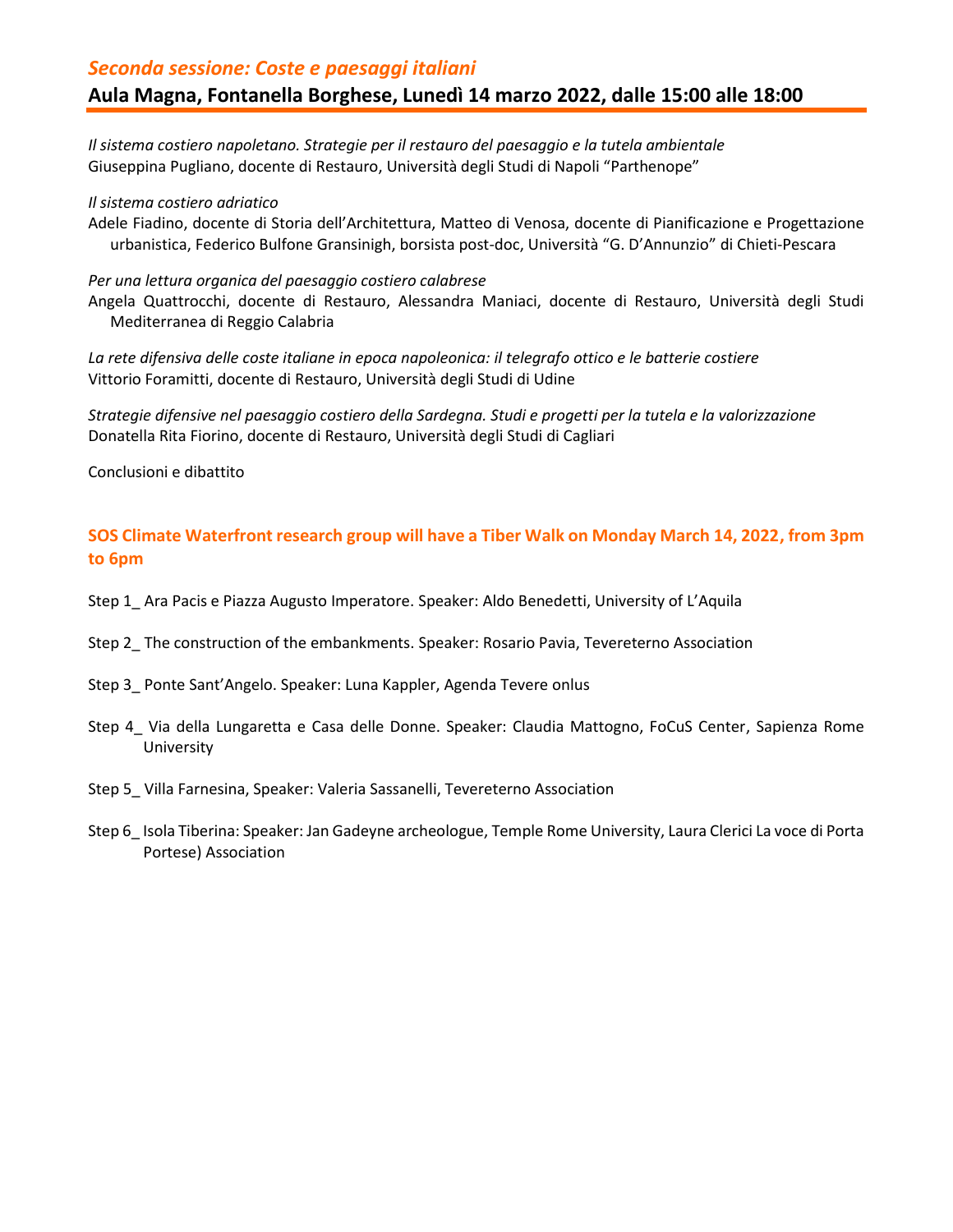## *Seconda sessione: Coste e paesaggi italiani*

### Aula Magna, Fontanella Borghese, Lunedì 14 marzo 2022, dalle 15:00 alle 18:00

*Il sistema costiero napoletano. Strategie per il restauro del paesaggio e la tutela ambientale*
Giuseppina Pugliano, docente di Restauro, Università degli Studi di Napoli "Parthenope"

*Il sistema costiero adriatico*
Adele Fiadino, docente di Storia dell'Architettura, Matteo di Venosa, docente di Pianificazione e Progettazione urbanistica, Federico Bulfone Gransinigh, borsista post-doc, Università "G. D'Annunzio" di Chieti-Pescara

*Per una lettura organica del paesaggio costiero calabrese*
Angela Quattrocchi, docente di Restauro, Alessandra Maniaci, docente di Restauro, Università degli Studi Mediterranea di Reggio Calabria

*La rete difensiva delle coste italiane in epoca napoleonica: il telegrafo ottico e le batterie costiere*
Vittorio Foramitti, docente di Restauro, Università degli Studi di Udine

*Strategie difensive nel paesaggio costiero della Sardegna. Studi e progetti per la tutela e la valorizzazione*
Donatella Rita Fiorino, docente di Restauro, Università degli Studi di Cagliari

Conclusioni e dibattito

**SOS Climate Waterfront research group will have a Tiber Walk on Monday March 14, 2022, from 3pm to 6pm**

Step 1_ Ara Pacis e Piazza Augusto Imperatore. Speaker: Aldo Benedetti, University of L'Aquila

Step 2_ The construction of the embankments. Speaker: Rosario Pavia, Tevereterno Association

Step 3_ Ponte Sant'Angelo. Speaker: Luna Kappler, Agenda Tevere onlus

Step 4_ Via della Lungaretta e Casa delle Donne. Speaker: Claudia Mattogno, FoCuS Center, Sapienza Rome University

Step 5_ Villa Farnesina, Speaker: Valeria Sassanelli, Tevereterno Association

Step 6_ Isola Tiberina: Speaker: Jan Gadeyne archeologue, Temple Rome University, Laura Clerici La voce di Porta Portese) Association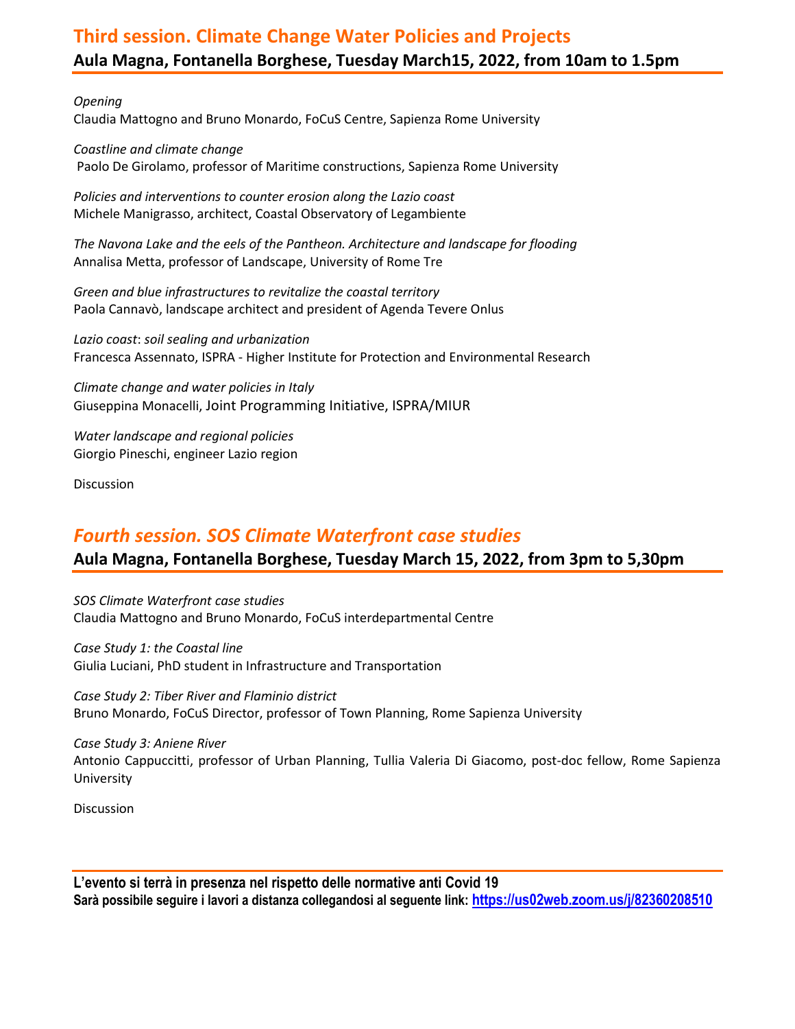## Third session. Climate Change Water Policies and Projects

**Aula Magna, Fontanella Borghese, Tuesday March15, 2022, from 10am to 1.5pm**

*Opening*
Claudia Mattogno and Bruno Monardo, FoCuS Centre, Sapienza Rome University

*Coastline and climate change*
Paolo De Girolamo, professor of Maritime constructions, Sapienza Rome University

*Policies and interventions to counter erosion along the Lazio coast*
Michele Manigrasso, architect, Coastal Observatory of Legambiente

*The Navona Lake and the eels of the Pantheon. Architecture and landscape for flooding*
Annalisa Metta, professor of Landscape, University of Rome Tre

*Green and blue infrastructures to revitalize the coastal territory*
Paola Cannavò, landscape architect and president of Agenda Tevere Onlus

*Lazio coast: soil sealing and urbanization*
Francesca Assennato, ISPRA - Higher Institute for Protection and Environmental Research

*Climate change and water policies in Italy*
Giuseppina Monacelli, Joint Programming Initiative, ISPRA/MIUR

*Water landscape and regional policies*
Giorgio Pineschi, engineer Lazio region

Discussion

## *Fourth session. SOS Climate Waterfront case studies*

**Aula Magna, Fontanella Borghese, Tuesday March 15, 2022, from 3pm to 5,30pm**

*SOS Climate Waterfront case studies*
Claudia Mattogno and Bruno Monardo, FoCuS interdepartmental Centre

*Case Study 1: the Coastal line*
Giulia Luciani, PhD student in Infrastructure and Transportation

*Case Study 2: Tiber River and Flaminio district*
Bruno Monardo, FoCuS Director, professor of Town Planning, Rome Sapienza University

*Case Study 3: Aniene River*
Antonio Cappuccitti, professor of Urban Planning, Tullia Valeria Di Giacomo, post-doc fellow, Rome Sapienza University

Discussion

**L'evento si terrà in presenza nel rispetto delle normative anti Covid 19**
**Sarà possibile seguire i lavori a distanza collegandosi al seguente link: https://us02web.zoom.us/j/82360208510**